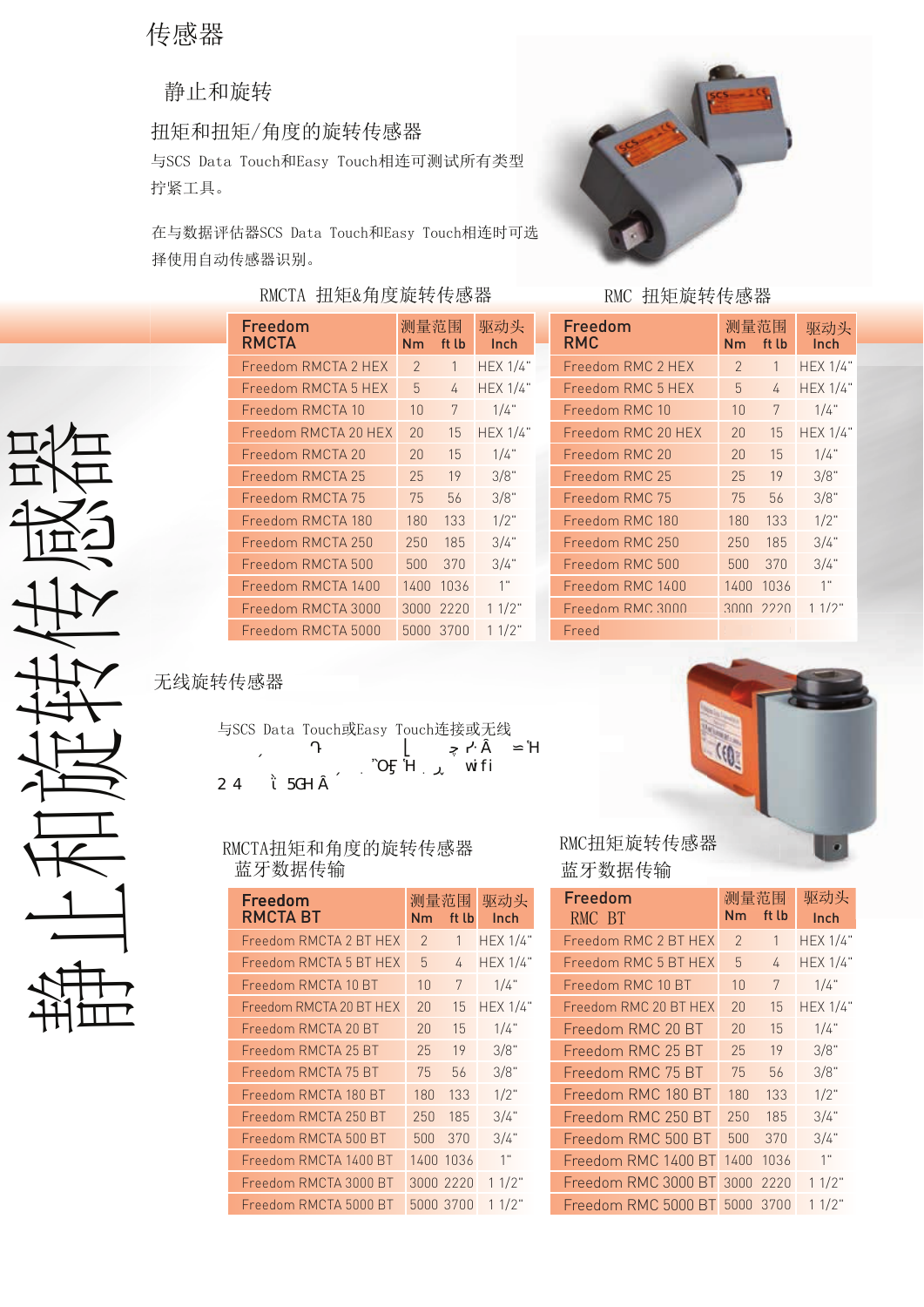# 传感器

## 静止和旋转

### 扭矩和扭矩/角度的旋转传感器

与SCS Data Touch和Easy Touch相连可测试所有类型拧紧工具。

在与数据评估器SCS Data Touch和Easy Touch相连时可选择使用自动传感器识别。

静止和旋转传感器

#### RMCTA 扭矩&角度旋转传感器

| Freedom RMCTA | 测量范围 Nm | ft lb | 驱动头 Inch |
|---|---|---|---|
| Freedom RMCTA 2 HEX | 2 | 1 | HEX 1/4" |
| Freedom RMCTA 5 HEX | 5 | 4 | HEX 1/4" |
| Freedom RMCTA 10 | 10 | 7 | 1/4" |
| Freedom RMCTA 20 HEX | 20 | 15 | HEX 1/4" |
| Freedom RMCTA 20 | 20 | 15 | 1/4" |
| Freedom RMCTA 25 | 25 | 19 | 3/8" |
| Freedom RMCTA 75 | 75 | 56 | 3/8" |
| Freedom RMCTA 180 | 180 | 133 | 1/2" |
| Freedom RMCTA 250 | 250 | 185 | 3/4" |
| Freedom RMCTA 500 | 500 | 370 | 3/4" |
| Freedom RMCTA 1400 | 1400 | 1036 | 1" |
| Freedom RMCTA 3000 | 3000 | 2220 | 1 1/2" |
| Freedom RMCTA 5000 | 5000 | 3700 | 1 1/2" |

#### RMC 扭矩旋转传感器

| Freedom RMC | 测量范围 Nm | ft lb | 驱动头 Inch |
|---|---|---|---|
| Freedom RMC 2 HEX | 2 | 1 | HEX 1/4" |
| Freedom RMC 5 HEX | 5 | 4 | HEX 1/4" |
| Freedom RMC 10 | 10 | 7 | 1/4" |
| Freedom RMC 20 HEX | 20 | 15 | HEX 1/4" |
| Freedom RMC 20 | 20 | 15 | 1/4" |
| Freedom RMC 25 | 25 | 19 | 3/8" |
| Freedom RMC 75 | 75 | 56 | 3/8" |
| Freedom RMC 180 | 180 | 133 | 1/2" |
| Freedom RMC 250 | 250 | 185 | 3/4" |
| Freedom RMC 500 | 500 | 370 | 3/4" |
| Freedom RMC 1400 | 1400 | 1036 | 1" |
| Freedom RMC 3000 | 3000 | 2220 | 1 1/2" |
| Freed | | | |

### 无线旋转传感器

与SCS Data Touch或Easy Touch连接或无线

#### RMCTA扭矩和角度的旋转传感器 蓝牙数据传输

| Freedom RMCTA BT | 测量范围 Nm | ft lb | 驱动头 Inch |
|---|---|---|---|
| Freedom RMCTA 2 BT HEX | 2 | 1 | HEX 1/4" |
| Freedom RMCTA 5 BT HEX | 5 | 4 | HEX 1/4" |
| Freedom RMCTA 10 BT | 10 | 7 | 1/4" |
| Freedom RMCTA 20 BT HEX | 20 | 15 | HEX 1/4" |
| Freedom RMCTA 20 BT | 20 | 15 | 1/4" |
| Freedom RMCTA 25 BT | 25 | 19 | 3/8" |
| Freedom RMCTA 75 BT | 75 | 56 | 3/8" |
| Freedom RMCTA 180 BT | 180 | 133 | 1/2" |
| Freedom RMCTA 250 BT | 250 | 185 | 3/4" |
| Freedom RMCTA 500 BT | 500 | 370 | 3/4" |
| Freedom RMCTA 1400 BT | 1400 | 1036 | 1" |
| Freedom RMCTA 3000 BT | 3000 | 2220 | 1 1/2" |
| Freedom RMCTA 5000 BT | 5000 | 3700 | 1 1/2" |

#### RMC扭矩旋转传感器 蓝牙数据传输

| Freedom RMC BT | 测量范围 Nm | ft lb | 驱动头 Inch |
|---|---|---|---|
| Freedom RMC 2 BT HEX | 2 | 1 | HEX 1/4" |
| Freedom RMC 5 BT HEX | 5 | 4 | HEX 1/4" |
| Freedom RMC 10 BT | 10 | 7 | 1/4" |
| Freedom RMC 20 BT HEX | 20 | 15 | HEX 1/4" |
| Freedom RMC 20 BT | 20 | 15 | 1/4" |
| Freedom RMC 25 BT | 25 | 19 | 3/8" |
| Freedom RMC 75 BT | 75 | 56 | 3/8" |
| Freedom RMC 180 BT | 180 | 133 | 1/2" |
| Freedom RMC 250 BT | 250 | 185 | 3/4" |
| Freedom RMC 500 BT | 500 | 370 | 3/4" |
| Freedom RMC 1400 BT | 1400 | 1036 | 1" |
| Freedom RMC 3000 BT | 3000 | 2220 | 1 1/2" |
| Freedom RMC 5000 BT | 5000 | 3700 | 1 1/2" |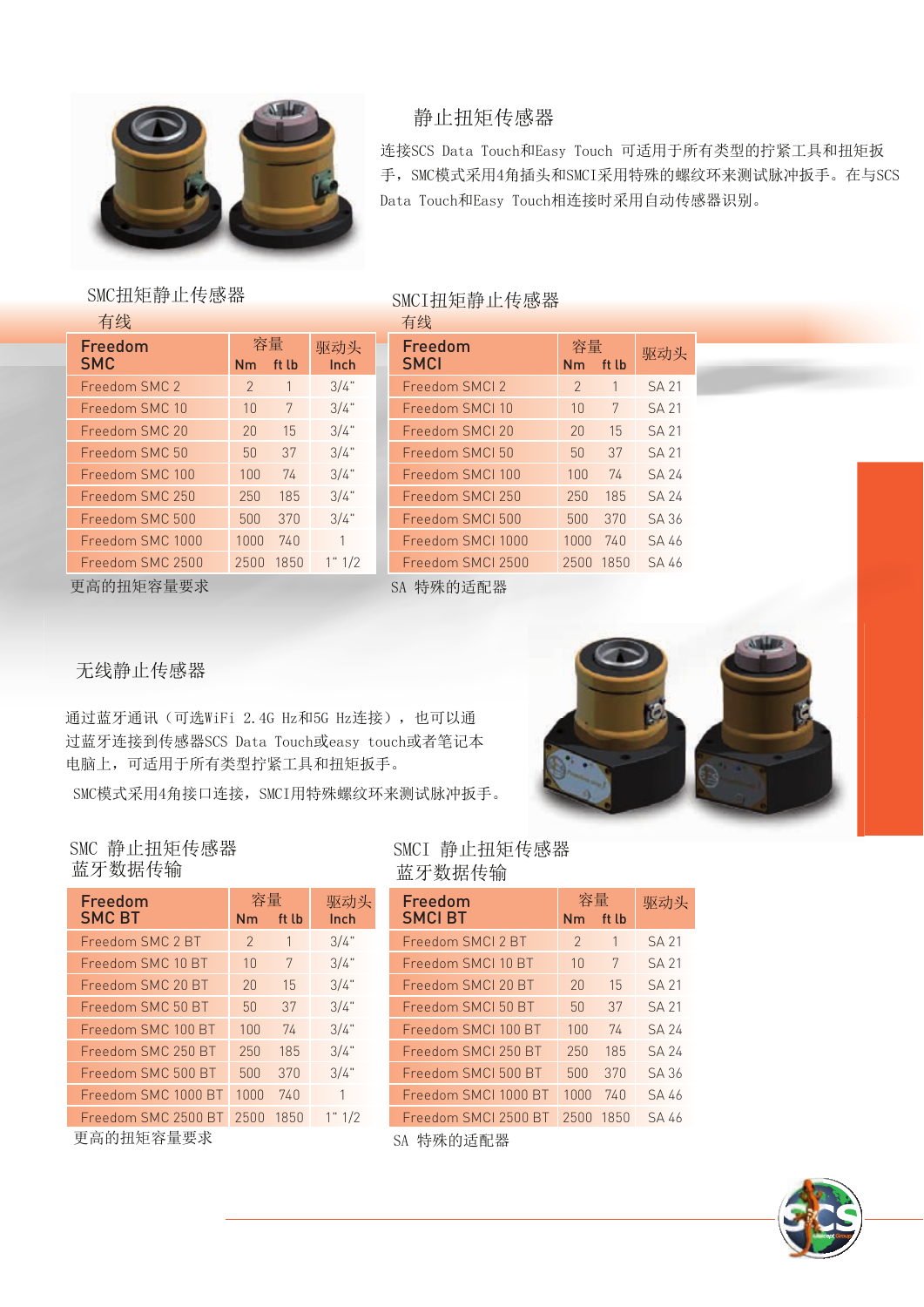## 静止扭矩传感器

连接SCS Data Touch和Easy Touch 可适用于所有类型的拧紧工具和扭矩扳手，SMC模式采用4角插头和SMCI采用特殊的螺纹环来测试脉冲扳手。在与SCS Data Touch和Easy Touch相连接时采用自动传感器识别。

### SMC扭矩静止传感器

有线

| Freedom SMC | 容量 Nm | ft lb | 驱动头 Inch |
|---|---|---|---|
| Freedom SMC 2 | 2 | 1 | 3/4" |
| Freedom SMC 10 | 10 | 7 | 3/4" |
| Freedom SMC 20 | 20 | 15 | 3/4" |
| Freedom SMC 50 | 50 | 37 | 3/4" |
| Freedom SMC 100 | 100 | 74 | 3/4" |
| Freedom SMC 250 | 250 | 185 | 3/4" |
| Freedom SMC 500 | 500 | 370 | 3/4" |
| Freedom SMC 1000 | 1000 | 740 | 1 |
| Freedom SMC 2500 | 2500 | 1850 | 1" 1/2 |

更高的扭矩容量要求

### SMCI扭矩静止传感器

有线

| Freedom SMCI | 容量 Nm | ft lb | 驱动头 |
|---|---|---|---|
| Freedom SMCI 2 | 2 | 1 | SA 21 |
| Freedom SMCI 10 | 10 | 7 | SA 21 |
| Freedom SMCI 20 | 20 | 15 | SA 21 |
| Freedom SMCI 50 | 50 | 37 | SA 21 |
| Freedom SMCI 100 | 100 | 74 | SA 24 |
| Freedom SMCI 250 | 250 | 185 | SA 24 |
| Freedom SMCI 500 | 500 | 370 | SA 36 |
| Freedom SMCI 1000 | 1000 | 740 | SA 46 |
| Freedom SMCI 2500 | 2500 | 1850 | SA 46 |

SA 特殊的适配器

## 无线静止传感器

通过蓝牙通讯（可选WiFi 2.4G Hz和5G Hz连接），也可以通过蓝牙连接到传感器SCS Data Touch或easy touch或者笔记本电脑上，可适用于所有类型拧紧工具和扭矩扳手。

SMC模式采用4角接口连接，SMCI用特殊螺纹环来测试脉冲扳手。

### SMC 静止扭矩传感器

蓝牙数据传输

| Freedom SMC BT | 容量 Nm | ft lb | 驱动头 Inch |
|---|---|---|---|
| Freedom SMC 2 BT | 2 | 1 | 3/4" |
| Freedom SMC 10 BT | 10 | 7 | 3/4" |
| Freedom SMC 20 BT | 20 | 15 | 3/4" |
| Freedom SMC 50 BT | 50 | 37 | 3/4" |
| Freedom SMC 100 BT | 100 | 74 | 3/4" |
| Freedom SMC 250 BT | 250 | 185 | 3/4" |
| Freedom SMC 500 BT | 500 | 370 | 3/4" |
| Freedom SMC 1000 BT | 1000 | 740 | 1 |
| Freedom SMC 2500 BT | 2500 | 1850 | 1" 1/2 |

更高的扭矩容量要求

### SMCI 静止扭矩传感器

蓝牙数据传输

| Freedom SMCI BT | 容量 Nm | ft lb | 驱动头 |
|---|---|---|---|
| Freedom SMCI 2 BT | 2 | 1 | SA 21 |
| Freedom SMCI 10 BT | 10 | 7 | SA 21 |
| Freedom SMCI 20 BT | 20 | 15 | SA 21 |
| Freedom SMCI 50 BT | 50 | 37 | SA 21 |
| Freedom SMCI 100 BT | 100 | 74 | SA 24 |
| Freedom SMCI 250 BT | 250 | 185 | SA 24 |
| Freedom SMCI 500 BT | 500 | 370 | SA 36 |
| Freedom SMCI 1000 BT | 1000 | 740 | SA 46 |
| Freedom SMCI 2500 BT | 2500 | 1850 | SA 46 |

SA 特殊的适配器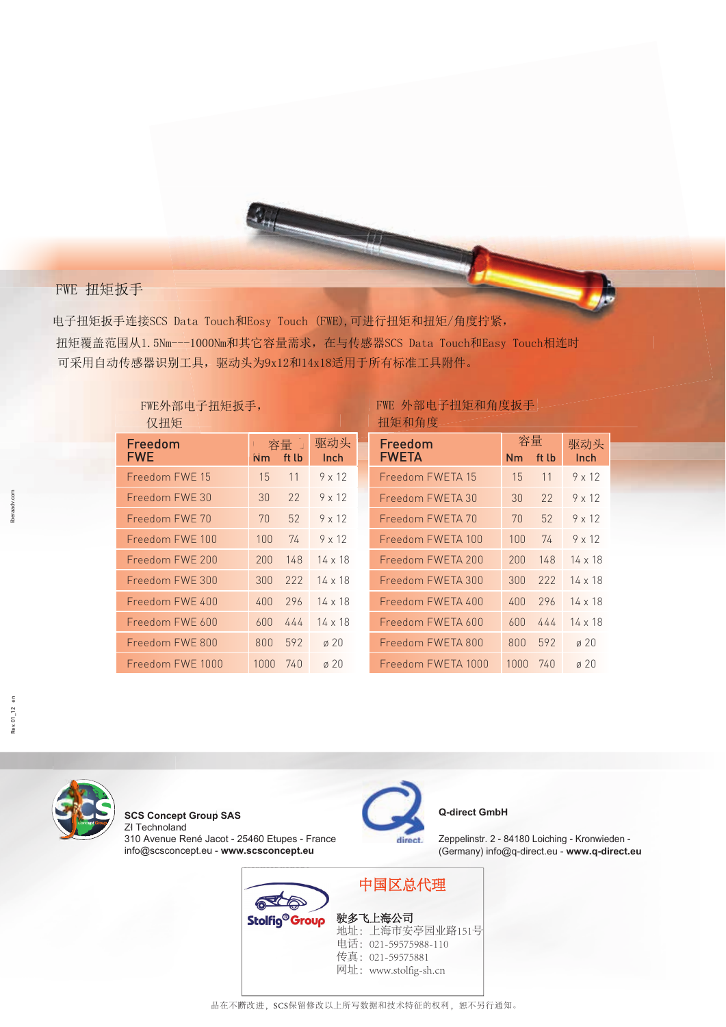## FWE 扭矩扳手

电子扭矩扳手连接SCS Data Touch和Eosy Touch (FWE),可进行扭矩和扭矩/角度拧紧，扭矩覆盖范围从1.5Nm---1000Nm和其它容量需求，在与传感器SCS Data Touch和Easy Touch相连时可采用自动传感器识别工具，驱动头为9x12和14x18适用于所有标准工具附件。

FWE外部电子扭矩扳手，仅扭矩

| Freedom FWE | 容量 | | 驱动头 |
|---|---|---|---|
| | Nm | ft lb | Inch |
| Freedom FWE 15 | 15 | 11 | 9 x 12 |
| Freedom FWE 30 | 30 | 22 | 9 x 12 |
| Freedom FWE 70 | 70 | 52 | 9 x 12 |
| Freedom FWE 100 | 100 | 74 | 9 x 12 |
| Freedom FWE 200 | 200 | 148 | 14 x 18 |
| Freedom FWE 300 | 300 | 222 | 14 x 18 |
| Freedom FWE 400 | 400 | 296 | 14 x 18 |
| Freedom FWE 600 | 600 | 444 | 14 x 18 |
| Freedom FWE 800 | 800 | 592 | ø 20 |
| Freedom FWE 1000 | 1000 | 740 | ø 20 |

FWE 外部电子扭矩和角度扳手扭矩和角度

| Freedom FWETA | 容量 | | 驱动头 |
|---|---|---|---|
| | Nm | ft lb | Inch |
| Freedom FWETA 15 | 15 | 11 | 9 x 12 |
| Freedom FWETA 30 | 30 | 22 | 9 x 12 |
| Freedom FWETA 70 | 70 | 52 | 9 x 12 |
| Freedom FWETA 100 | 100 | 74 | 9 x 12 |
| Freedom FWETA 200 | 200 | 148 | 14 x 18 |
| Freedom FWETA 300 | 300 | 222 | 14 x 18 |
| Freedom FWETA 400 | 400 | 296 | 14 x 18 |
| Freedom FWETA 600 | 600 | 444 | 14 x 18 |
| Freedom FWETA 800 | 800 | 592 | ø 20 |
| Freedom FWETA 1000 | 1000 | 740 | ø 20 |

**SCS Concept Group SAS**
ZI Technoland
310 Avenue René Jacot - 25460 Etupes - France
info@scsconcept.eu - **www.scsconcept.eu**

**Q-direct GmbH**
Zeppelinstr. 2 - 84180 Loiching - Kronwieden - (Germany) info@q-direct.eu - **www.q-direct.eu**

### 中国区总代理

Stolfig® Group

驶多飞上海公司
地址：上海市安亭园业路151号
电话：021-59575988-110
传真：021-59575881
网址：www.stolfig-sh.cn

品在不断改进，SCS保留修改以上所写数据和技术特征的权利，恕不另行通知。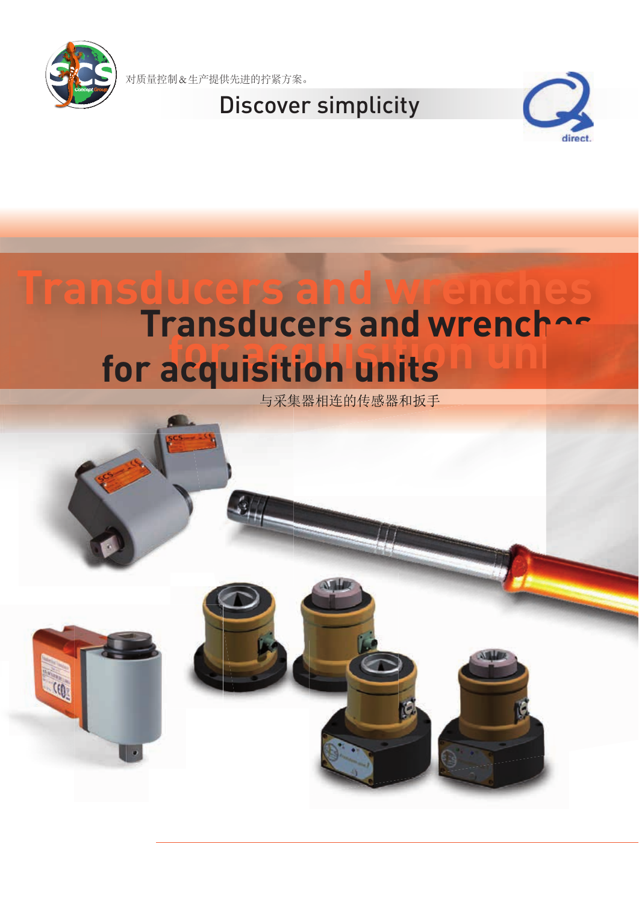对质量控制＆生产提供先进的拧紧方案。

Discover simplicity

# Transducers and wrenches for acquisition units

与采集器相连的传感器和扳手